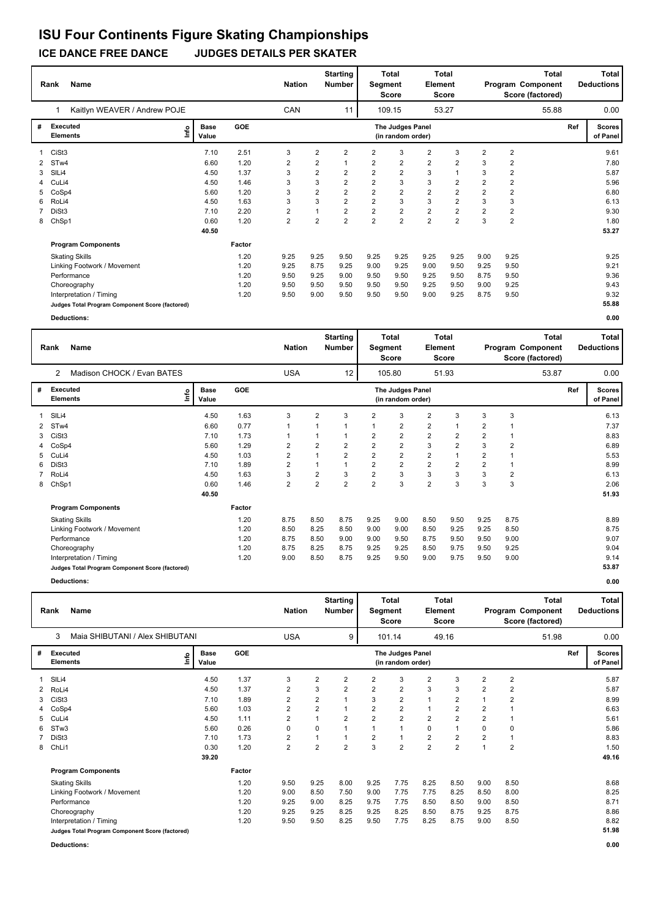# ISU Four Continents Figure Skating Championships

## ICE DANCE FREE DANCE JUDGES DETAILS PER SKATER

| Rank | Name | Nation | Starting Number | Total Segment Score | Total Element Score | Total Program Component Score (factored) | Total Deductions |
|---|---|---|---|---|---|---|---|
| 1 | Kaitlyn WEAVER / Andrew POJE | CAN | 11 | 109.15 | 53.27 | 55.88 | 0.00 |

| # | Executed Elements | Info | Base Value | GOE | J1 | J2 | J3 | J4 | J5 | J6 | J7 | J8 | J9 | Ref | Scores of Panel |
|---|---|---|---|---|---|---|---|---|---|---|---|---|---|---|---|
| 1 | CiSt3 | | 7.10 | 2.51 | 3 | 2 | 2 | 2 | 3 | 2 | 3 | 2 | 2 | | 9.61 |
| 2 | STw4 | | 6.60 | 1.20 | 2 | 2 | 1 | 2 | 2 | 2 | 2 | 3 | 2 | | 7.80 |
| 3 | SlLi4 | | 4.50 | 1.37 | 3 | 2 | 2 | 2 | 2 | 3 | 1 | 3 | 2 | | 5.87 |
| 4 | CuLi4 | | 4.50 | 1.46 | 3 | 3 | 2 | 2 | 3 | 3 | 2 | 2 | 2 | | 5.96 |
| 5 | CoSp4 | | 5.60 | 1.20 | 3 | 2 | 2 | 2 | 2 | 2 | 2 | 2 | 2 | | 6.80 |
| 6 | RoLi4 | | 4.50 | 1.63 | 3 | 3 | 2 | 2 | 3 | 3 | 2 | 3 | 3 | | 6.13 |
| 7 | DiSt3 | | 7.10 | 2.20 | 2 | 1 | 2 | 2 | 2 | 2 | 2 | 2 | 2 | | 9.30 |
| 8 | ChSp1 | | 0.60 | 1.20 | 2 | 2 | 2 | 2 | 2 | 2 | 2 | 3 | 2 | | 1.80 |
| | | | 40.50 | | | | | | | | | | | | 53.27 |

| Program Components | Factor | J1 | J2 | J3 | J4 | J5 | J6 | J7 | J8 | J9 | Scores of Panel |
|---|---|---|---|---|---|---|---|---|---|---|---|
| Skating Skills | 1.20 | 9.25 | 9.25 | 9.50 | 9.25 | 9.25 | 9.25 | 9.25 | 9.00 | 9.25 | 9.25 |
| Linking Footwork / Movement | 1.20 | 9.25 | 8.75 | 9.25 | 9.00 | 9.25 | 9.00 | 9.50 | 9.25 | 9.50 | 9.21 |
| Performance | 1.20 | 9.50 | 9.25 | 9.00 | 9.50 | 9.50 | 9.25 | 9.50 | 8.75 | 9.50 | 9.36 |
| Choreography | 1.20 | 9.50 | 9.50 | 9.50 | 9.50 | 9.50 | 9.25 | 9.50 | 9.00 | 9.25 | 9.43 |
| Interpretation / Timing | 1.20 | 9.50 | 9.00 | 9.50 | 9.50 | 9.50 | 9.00 | 9.25 | 8.75 | 9.50 | 9.32 |
| Judges Total Program Component Score (factored) | | | | | | | | | | | 55.88 |

**Deductions:** 0.00

| Rank | Name | Nation | Starting Number | Total Segment Score | Total Element Score | Total Program Component Score (factored) | Total Deductions |
|---|---|---|---|---|---|---|---|
| 2 | Madison CHOCK / Evan BATES | USA | 12 | 105.80 | 51.93 | 53.87 | 0.00 |

| # | Executed Elements | Info | Base Value | GOE | J1 | J2 | J3 | J4 | J5 | J6 | J7 | J8 | J9 | Ref | Scores of Panel |
|---|---|---|---|---|---|---|---|---|---|---|---|---|---|---|---|
| 1 | SlLi4 | | 4.50 | 1.63 | 3 | 2 | 3 | 2 | 3 | 2 | 3 | 3 | 3 | | 6.13 |
| 2 | STw4 | | 6.60 | 0.77 | 1 | 1 | 1 | 1 | 2 | 2 | 1 | 2 | 1 | | 7.37 |
| 3 | CiSt3 | | 7.10 | 1.73 | 1 | 1 | 1 | 2 | 2 | 2 | 2 | 2 | 1 | | 8.83 |
| 4 | CoSp4 | | 5.60 | 1.29 | 2 | 2 | 2 | 2 | 2 | 3 | 2 | 3 | 2 | | 6.89 |
| 5 | CuLi4 | | 4.50 | 1.03 | 2 | 1 | 2 | 2 | 2 | 2 | 1 | 2 | 1 | | 5.53 |
| 6 | DiSt3 | | 7.10 | 1.89 | 2 | 1 | 1 | 2 | 2 | 2 | 2 | 2 | 1 | | 8.99 |
| 7 | RoLi4 | | 4.50 | 1.63 | 3 | 2 | 3 | 2 | 3 | 3 | 3 | 3 | 2 | | 6.13 |
| 8 | ChSp1 | | 0.60 | 1.46 | 2 | 2 | 2 | 2 | 3 | 2 | 3 | 3 | 3 | | 2.06 |
| | | | 40.50 | | | | | | | | | | | | 51.93 |

| Program Components | Factor | J1 | J2 | J3 | J4 | J5 | J6 | J7 | J8 | J9 | Scores of Panel |
|---|---|---|---|---|---|---|---|---|---|---|---|
| Skating Skills | 1.20 | 8.75 | 8.50 | 8.75 | 9.25 | 9.00 | 8.50 | 9.50 | 9.25 | 8.75 | 8.89 |
| Linking Footwork / Movement | 1.20 | 8.50 | 8.25 | 8.50 | 9.00 | 9.00 | 8.50 | 9.25 | 9.25 | 8.50 | 8.75 |
| Performance | 1.20 | 8.75 | 8.50 | 9.00 | 9.00 | 9.50 | 8.75 | 9.50 | 9.50 | 9.00 | 9.07 |
| Choreography | 1.20 | 8.75 | 8.25 | 8.75 | 9.25 | 9.25 | 8.50 | 9.75 | 9.50 | 9.25 | 9.04 |
| Interpretation / Timing | 1.20 | 9.00 | 8.50 | 8.75 | 9.25 | 9.50 | 9.00 | 9.75 | 9.50 | 9.00 | 9.14 |
| Judges Total Program Component Score (factored) | | | | | | | | | | | 53.87 |

**Deductions:** 0.00

| Rank | Name | Nation | Starting Number | Total Segment Score | Total Element Score | Total Program Component Score (factored) | Total Deductions |
|---|---|---|---|---|---|---|---|
| 3 | Maia SHIBUTANI / Alex SHIBUTANI | USA | 9 | 101.14 | 49.16 | 51.98 | 0.00 |

| # | Executed Elements | Info | Base Value | GOE | J1 | J2 | J3 | J4 | J5 | J6 | J7 | J8 | J9 | Ref | Scores of Panel |
|---|---|---|---|---|---|---|---|---|---|---|---|---|---|---|---|
| 1 | SlLi4 | | 4.50 | 1.37 | 3 | 2 | 2 | 2 | 3 | 2 | 3 | 2 | 2 | | 5.87 |
| 2 | RoLi4 | | 4.50 | 1.37 | 2 | 3 | 2 | 2 | 2 | 3 | 3 | 2 | 2 | | 5.87 |
| 3 | CiSt3 | | 7.10 | 1.89 | 2 | 2 | 1 | 3 | 2 | 1 | 2 | 1 | 2 | | 8.99 |
| 4 | CoSp4 | | 5.60 | 1.03 | 2 | 2 | 1 | 2 | 2 | 1 | 2 | 2 | 1 | | 6.63 |
| 5 | CuLi4 | | 4.50 | 1.11 | 2 | 1 | 2 | 2 | 2 | 2 | 2 | 2 | 1 | | 5.61 |
| 6 | STw3 | | 5.60 | 0.26 | 0 | 0 | 1 | 1 | 1 | 0 | 1 | 0 | 0 | | 5.86 |
| 7 | DiSt3 | | 7.10 | 1.73 | 2 | 1 | 1 | 2 | 1 | 2 | 2 | 2 | 1 | | 8.83 |
| 8 | ChLi1 | | 0.30 | 1.20 | 2 | 2 | 2 | 3 | 2 | 2 | 2 | 1 | 2 | | 1.50 |
| | | | 39.20 | | | | | | | | | | | | 49.16 |

| Program Components | Factor | J1 | J2 | J3 | J4 | J5 | J6 | J7 | J8 | J9 | Scores of Panel |
|---|---|---|---|---|---|---|---|---|---|---|---|
| Skating Skills | 1.20 | 9.50 | 9.25 | 8.00 | 9.25 | 7.75 | 8.25 | 8.50 | 9.00 | 8.50 | 8.68 |
| Linking Footwork / Movement | 1.20 | 9.00 | 8.50 | 7.50 | 9.00 | 7.75 | 7.75 | 8.25 | 8.50 | 8.00 | 8.25 |
| Performance | 1.20 | 9.25 | 9.00 | 8.25 | 9.75 | 7.75 | 8.50 | 8.50 | 9.00 | 8.50 | 8.71 |
| Choreography | 1.20 | 9.25 | 9.25 | 8.25 | 9.25 | 8.25 | 8.50 | 8.75 | 9.25 | 8.75 | 8.86 |
| Interpretation / Timing | 1.20 | 9.50 | 9.50 | 8.25 | 9.50 | 7.75 | 8.25 | 8.75 | 9.00 | 8.50 | 8.82 |
| Judges Total Program Component Score (factored) | | | | | | | | | | | 51.98 |

**Deductions:** 0.00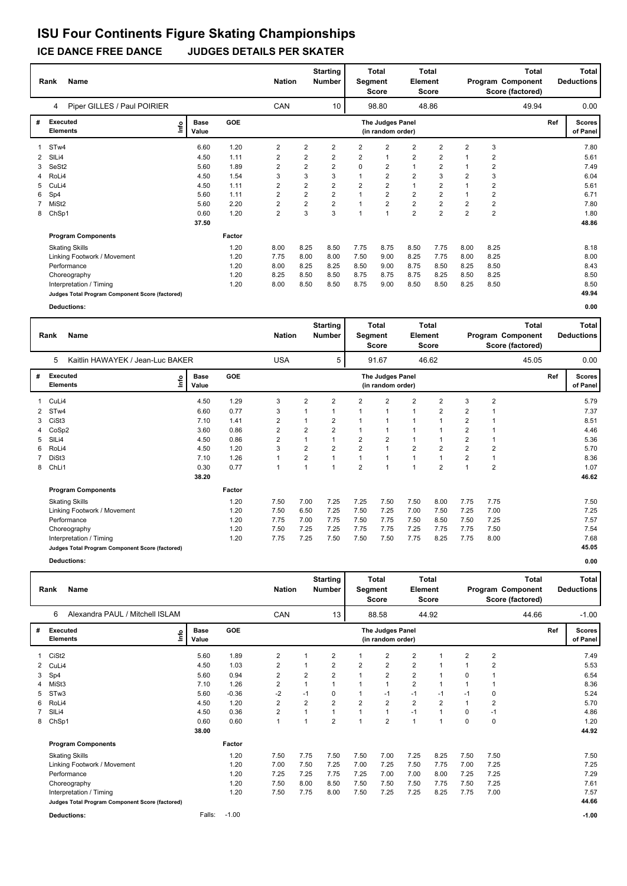# ISU Four Continents Figure Skating Championships

## ICE DANCE FREE DANCE JUDGES DETAILS PER SKATER

| Rank | Name | Nation | Starting Number | Total Segment Score | Total Element Score | Total Program Component Score (factored) | Total Deductions |
|---|---|---|---|---|---|---|---|
| 4 | Piper GILLES / Paul POIRIER | CAN | 10 | 98.80 | 48.86 | 49.94 | 0.00 |

| # | Executed Elements | Info | Base Value | GOE | | | | | | | | | | Ref | Scores of Panel |
|---|---|---|---|---|---|---|---|---|---|---|---|---|---|---|---|
| | | | | | The Judges Panel (in random order) | | | | | | | | | | |
| 1 | STw4 | | 6.60 | 1.20 | 2 | 2 | 2 | 2 | 2 | 2 | 2 | 2 | 3 | | 7.80 |
| 2 | SlLi4 | | 4.50 | 1.11 | 2 | 2 | 2 | 2 | 1 | 2 | 2 | 1 | 2 | | 5.61 |
| 3 | SeSt2 | | 5.60 | 1.89 | 2 | 2 | 2 | 0 | 2 | 1 | 2 | 1 | 2 | | 7.49 |
| 4 | RoLi4 | | 4.50 | 1.54 | 3 | 3 | 3 | 1 | 2 | 2 | 3 | 2 | 3 | | 6.04 |
| 5 | CuLi4 | | 4.50 | 1.11 | 2 | 2 | 2 | 2 | 2 | 1 | 2 | 1 | 2 | | 5.61 |
| 6 | Sp4 | | 5.60 | 1.11 | 2 | 2 | 2 | 1 | 2 | 2 | 2 | 1 | 2 | | 6.71 |
| 7 | MiSt2 | | 5.60 | 2.20 | 2 | 2 | 2 | 1 | 2 | 2 | 2 | 2 | 2 | | 7.80 |
| 8 | ChSp1 | | 0.60 | 1.20 | 2 | 3 | 3 | 1 | 1 | 2 | 2 | 2 | 2 | | 1.80 |
| | | | 37.50 | | | | | | | | | | | | 48.86 |

| Program Components | Factor | | | | | | | | | | Scores of Panel |
|---|---|---|---|---|---|---|---|---|---|---|---|
| Skating Skills | 1.20 | 8.00 | 8.25 | 8.50 | 7.75 | 8.75 | 8.50 | 7.75 | 8.00 | 8.25 | 8.18 |
| Linking Footwork / Movement | 1.20 | 7.75 | 8.00 | 8.00 | 7.50 | 9.00 | 8.25 | 7.75 | 8.00 | 8.25 | 8.00 |
| Performance | 1.20 | 8.00 | 8.25 | 8.25 | 8.50 | 9.00 | 8.75 | 8.50 | 8.25 | 8.50 | 8.43 |
| Choreography | 1.20 | 8.25 | 8.50 | 8.50 | 8.75 | 8.75 | 8.75 | 8.25 | 8.50 | 8.25 | 8.50 |
| Interpretation / Timing | 1.20 | 8.00 | 8.50 | 8.50 | 8.75 | 9.00 | 8.50 | 8.50 | 8.25 | 8.50 | 8.50 |
| Judges Total Program Component Score (factored) | | | | | | | | | | | 49.94 |

**Deductions:** 0.00

| Rank | Name | Nation | Starting Number | Total Segment Score | Total Element Score | Total Program Component Score (factored) | Total Deductions |
|---|---|---|---|---|---|---|---|
| 5 | Kaitlin HAWAYEK / Jean-Luc BAKER | USA | 5 | 91.67 | 46.62 | 45.05 | 0.00 |

| # | Executed Elements | Info | Base Value | GOE | | | | | | | | | | Ref | Scores of Panel |
|---|---|---|---|---|---|---|---|---|---|---|---|---|---|---|---|
| | | | | | The Judges Panel (in random order) | | | | | | | | | | |
| 1 | CuLi4 | | 4.50 | 1.29 | 3 | 2 | 2 | 2 | 2 | 2 | 2 | 3 | 2 | | 5.79 |
| 2 | STw4 | | 6.60 | 0.77 | 3 | 1 | 1 | 1 | 1 | 1 | 2 | 2 | 1 | | 7.37 |
| 3 | CiSt3 | | 7.10 | 1.41 | 2 | 1 | 2 | 1 | 1 | 1 | 1 | 2 | 1 | | 8.51 |
| 4 | CoSp2 | | 3.60 | 0.86 | 2 | 2 | 2 | 1 | 1 | 1 | 1 | 2 | 1 | | 4.46 |
| 5 | SlLi4 | | 4.50 | 0.86 | 2 | 1 | 1 | 2 | 2 | 1 | 1 | 2 | 1 | | 5.36 |
| 6 | RoLi4 | | 4.50 | 1.20 | 3 | 2 | 2 | 2 | 1 | 2 | 2 | 2 | 2 | | 5.70 |
| 7 | DiSt3 | | 7.10 | 1.26 | 1 | 2 | 1 | 1 | 1 | 1 | 1 | 2 | 1 | | 8.36 |
| 8 | ChLi1 | | 0.30 | 0.77 | 1 | 1 | 1 | 2 | 1 | 1 | 2 | 1 | 2 | | 1.07 |
| | | | 38.20 | | | | | | | | | | | | 46.62 |

| Program Components | Factor | | | | | | | | | | Scores of Panel |
|---|---|---|---|---|---|---|---|---|---|---|---|
| Skating Skills | 1.20 | 7.50 | 7.00 | 7.25 | 7.25 | 7.50 | 7.50 | 8.00 | 7.75 | 7.75 | 7.50 |
| Linking Footwork / Movement | 1.20 | 7.50 | 6.50 | 7.25 | 7.50 | 7.25 | 7.00 | 7.50 | 7.25 | 7.00 | 7.25 |
| Performance | 1.20 | 7.75 | 7.00 | 7.75 | 7.50 | 7.75 | 7.50 | 8.50 | 7.50 | 7.25 | 7.57 |
| Choreography | 1.20 | 7.50 | 7.25 | 7.25 | 7.75 | 7.75 | 7.25 | 7.75 | 7.75 | 7.50 | 7.54 |
| Interpretation / Timing | 1.20 | 7.75 | 7.25 | 7.50 | 7.50 | 7.50 | 7.75 | 8.25 | 7.75 | 8.00 | 7.68 |
| Judges Total Program Component Score (factored) | | | | | | | | | | | 45.05 |

**Deductions:** 0.00

| Rank | Name | Nation | Starting Number | Total Segment Score | Total Element Score | Total Program Component Score (factored) | Total Deductions |
|---|---|---|---|---|---|---|---|
| 6 | Alexandra PAUL / Mitchell ISLAM | CAN | 13 | 88.58 | 44.92 | 44.66 | -1.00 |

| # | Executed Elements | Info | Base Value | GOE | | | | | | | | | | Ref | Scores of Panel |
|---|---|---|---|---|---|---|---|---|---|---|---|---|---|---|---|
| | | | | | The Judges Panel (in random order) | | | | | | | | | | |
| 1 | CiSt2 | | 5.60 | 1.89 | 2 | 1 | 2 | 1 | 2 | 2 | 1 | 2 | 2 | | 7.49 |
| 2 | CuLi4 | | 4.50 | 1.03 | 2 | 1 | 2 | 2 | 2 | 2 | 1 | 1 | 2 | | 5.53 |
| 3 | Sp4 | | 5.60 | 0.94 | 2 | 2 | 2 | 1 | 2 | 2 | 1 | 0 | 1 | | 6.54 |
| 4 | MiSt3 | | 7.10 | 1.26 | 2 | 1 | 1 | 1 | 1 | 2 | 1 | 1 | 1 | | 8.36 |
| 5 | STw3 | | 5.60 | -0.36 | -2 | -1 | 0 | 1 | -1 | -1 | -1 | -1 | 0 | | 5.24 |
| 6 | RoLi4 | | 4.50 | 1.20 | 2 | 2 | 2 | 2 | 2 | 2 | 2 | 1 | 2 | | 5.70 |
| 7 | SlLi4 | | 4.50 | 0.36 | 2 | 1 | 1 | 1 | 1 | -1 | 1 | 0 | -1 | | 4.86 |
| 8 | ChSp1 | | 0.60 | 0.60 | 1 | 1 | 2 | 1 | 2 | 1 | 1 | 0 | 0 | | 1.20 |
| | | | 38.00 | | | | | | | | | | | | 44.92 |

| Program Components | Factor | | | | | | | | | | Scores of Panel |
|---|---|---|---|---|---|---|---|---|---|---|---|
| Skating Skills | 1.20 | 7.50 | 7.75 | 7.50 | 7.50 | 7.00 | 7.25 | 8.25 | 7.50 | 7.50 | 7.50 |
| Linking Footwork / Movement | 1.20 | 7.00 | 7.50 | 7.25 | 7.00 | 7.25 | 7.50 | 7.75 | 7.00 | 7.25 | 7.25 |
| Performance | 1.20 | 7.25 | 7.25 | 7.75 | 7.25 | 7.00 | 7.00 | 8.00 | 7.25 | 7.25 | 7.29 |
| Choreography | 1.20 | 7.50 | 8.00 | 8.50 | 7.50 | 7.50 | 7.50 | 7.75 | 7.50 | 7.25 | 7.61 |
| Interpretation / Timing | 1.20 | 7.50 | 7.75 | 8.00 | 7.50 | 7.25 | 7.25 | 8.25 | 7.75 | 7.00 | 7.57 |
| Judges Total Program Component Score (factored) | | | | | | | | | | | 44.66 |

**Deductions:** Falls: -1.00 -1.00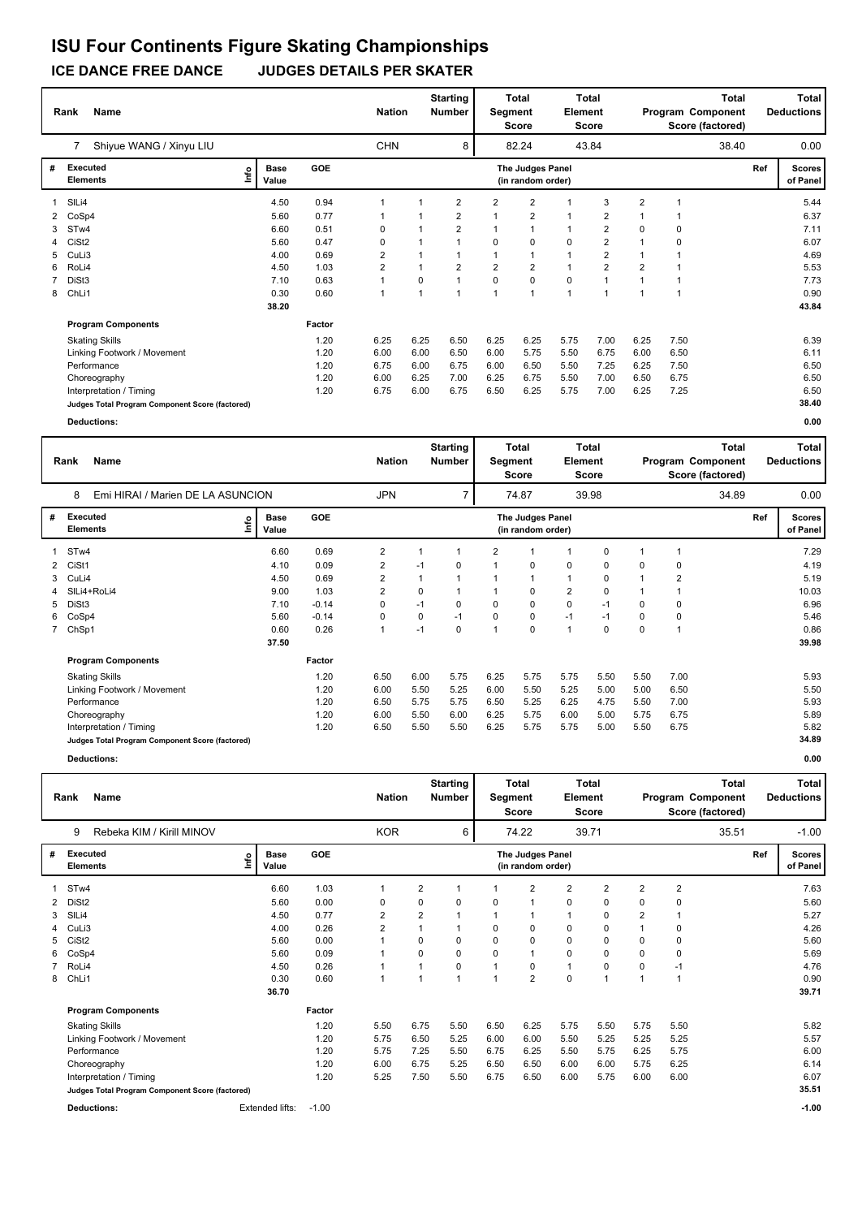# ISU Four Continents Figure Skating Championships

## ICE DANCE FREE DANCE JUDGES DETAILS PER SKATER

| Rank | Name | Nation | Starting Number | Total Segment Score | Total Element Score | Total Program Component Score (factored) | Total Deductions |
|---|---|---|---|---|---|---|---|
| 7 | Shiyue WANG / Xinyu LIU | CHN | 8 | 82.24 | 43.84 | 38.40 | 0.00 |

| # | Executed Elements | Info | Base Value | GOE | J1 | J2 | J3 | J4 | J5 | J6 | J7 | J8 | J9 | Ref | Scores of Panel |
|---|---|---|---|---|---|---|---|---|---|---|---|---|---|---|---|
| 1 | SlLi4 | | 4.50 | 0.94 | 1 | 1 | 2 | 2 | 2 | 1 | 3 | 2 | 1 | | 5.44 |
| 2 | CoSp4 | | 5.60 | 0.77 | 1 | 1 | 2 | 1 | 2 | 1 | 2 | 1 | 1 | | 6.37 |
| 3 | STw4 | | 6.60 | 0.51 | 0 | 1 | 2 | 1 | 1 | 1 | 2 | 0 | 0 | | 7.11 |
| 4 | CiSt2 | | 5.60 | 0.47 | 0 | 1 | 1 | 0 | 0 | 0 | 2 | 1 | 0 | | 6.07 |
| 5 | CuLi3 | | 4.00 | 0.69 | 2 | 1 | 1 | 1 | 1 | 1 | 2 | 1 | 1 | | 4.69 |
| 6 | RoLi4 | | 4.50 | 1.03 | 2 | 1 | 2 | 2 | 2 | 1 | 2 | 2 | 1 | | 5.53 |
| 7 | DiSt3 | | 7.10 | 0.63 | 1 | 0 | 1 | 0 | 0 | 0 | 1 | 1 | 1 | | 7.73 |
| 8 | ChLi1 | | 0.30 | 0.60 | 1 | 1 | 1 | 1 | 1 | 1 | 1 | 1 | 1 | | 0.90 |
| | | | 38.20 | | | | | | | | | | | | 43.84 |

| Program Components | Factor | J1 | J2 | J3 | J4 | J5 | J6 | J7 | J8 | J9 | Scores of Panel |
|---|---|---|---|---|---|---|---|---|---|---|---|
| Skating Skills | 1.20 | 6.25 | 6.25 | 6.50 | 6.25 | 6.25 | 5.75 | 7.00 | 6.25 | 7.50 | 6.39 |
| Linking Footwork / Movement | 1.20 | 6.00 | 6.00 | 6.50 | 6.00 | 5.75 | 5.50 | 6.75 | 6.00 | 6.50 | 6.11 |
| Performance | 1.20 | 6.75 | 6.00 | 6.75 | 6.00 | 6.50 | 5.50 | 7.25 | 6.25 | 7.50 | 6.50 |
| Choreography | 1.20 | 6.00 | 6.25 | 7.00 | 6.25 | 6.75 | 5.50 | 7.00 | 6.50 | 6.75 | 6.50 |
| Interpretation / Timing | 1.20 | 6.75 | 6.00 | 6.75 | 6.50 | 6.25 | 5.75 | 7.00 | 6.25 | 7.25 | 6.50 |
| Judges Total Program Component Score (factored) | | | | | | | | | | | 38.40 |

**Deductions:** 0.00

| Rank | Name | Nation | Starting Number | Total Segment Score | Total Element Score | Total Program Component Score (factored) | Total Deductions |
|---|---|---|---|---|---|---|---|
| 8 | Emi HIRAI / Marien DE LA ASUNCION | JPN | 7 | 74.87 | 39.98 | 34.89 | 0.00 |

| # | Executed Elements | Info | Base Value | GOE | J1 | J2 | J3 | J4 | J5 | J6 | J7 | J8 | J9 | Ref | Scores of Panel |
|---|---|---|---|---|---|---|---|---|---|---|---|---|---|---|---|
| 1 | STw4 | | 6.60 | 0.69 | 2 | 1 | 1 | 2 | 1 | 1 | 0 | 1 | 1 | | 7.29 |
| 2 | CiSt1 | | 4.10 | 0.09 | 2 | -1 | 0 | 1 | 0 | 0 | 0 | 0 | 0 | | 4.19 |
| 3 | CuLi4 | | 4.50 | 0.69 | 2 | 1 | 1 | 1 | 1 | 1 | 0 | 1 | 2 | | 5.19 |
| 4 | SlLi4+RoLi4 | | 9.00 | 1.03 | 2 | 0 | 1 | 1 | 0 | 2 | 0 | 1 | 1 | | 10.03 |
| 5 | DiSt3 | | 7.10 | -0.14 | 0 | -1 | 0 | 0 | 0 | 0 | -1 | 0 | 0 | | 6.96 |
| 6 | CoSp4 | | 5.60 | -0.14 | 0 | 0 | -1 | 0 | 0 | -1 | -1 | 0 | 0 | | 5.46 |
| 7 | ChSp1 | | 0.60 | 0.26 | 1 | -1 | 0 | 1 | 0 | 1 | 0 | 0 | 1 | | 0.86 |
| | | | 37.50 | | | | | | | | | | | | 39.98 |

| Program Components | Factor | J1 | J2 | J3 | J4 | J5 | J6 | J7 | J8 | J9 | Scores of Panel |
|---|---|---|---|---|---|---|---|---|---|---|---|
| Skating Skills | 1.20 | 6.50 | 6.00 | 5.75 | 6.25 | 5.75 | 5.75 | 5.50 | 5.50 | 7.00 | 5.93 |
| Linking Footwork / Movement | 1.20 | 6.00 | 5.50 | 5.25 | 6.00 | 5.50 | 5.25 | 5.00 | 5.00 | 6.50 | 5.50 |
| Performance | 1.20 | 6.50 | 5.75 | 5.75 | 6.50 | 5.25 | 6.25 | 4.75 | 5.50 | 7.00 | 5.93 |
| Choreography | 1.20 | 6.00 | 5.50 | 6.00 | 6.25 | 5.75 | 6.00 | 5.00 | 5.75 | 6.75 | 5.89 |
| Interpretation / Timing | 1.20 | 6.50 | 5.50 | 5.50 | 6.25 | 5.75 | 5.75 | 5.00 | 5.50 | 6.75 | 5.82 |
| Judges Total Program Component Score (factored) | | | | | | | | | | | 34.89 |

**Deductions:** 0.00

| Rank | Name | Nation | Starting Number | Total Segment Score | Total Element Score | Total Program Component Score (factored) | Total Deductions |
|---|---|---|---|---|---|---|---|
| 9 | Rebeka KIM / Kirill MINOV | KOR | 6 | 74.22 | 39.71 | 35.51 | -1.00 |

| # | Executed Elements | Info | Base Value | GOE | J1 | J2 | J3 | J4 | J5 | J6 | J7 | J8 | J9 | Ref | Scores of Panel |
|---|---|---|---|---|---|---|---|---|---|---|---|---|---|---|---|
| 1 | STw4 | | 6.60 | 1.03 | 1 | 2 | 1 | 1 | 2 | 2 | 2 | 2 | 2 | | 7.63 |
| 2 | DiSt2 | | 5.60 | 0.00 | 0 | 0 | 0 | 0 | 1 | 0 | 0 | 0 | 0 | | 5.60 |
| 3 | SlLi4 | | 4.50 | 0.77 | 2 | 2 | 1 | 1 | 1 | 1 | 0 | 2 | 1 | | 5.27 |
| 4 | CuLi3 | | 4.00 | 0.26 | 2 | 1 | 1 | 0 | 0 | 0 | 0 | 1 | 0 | | 4.26 |
| 5 | CiSt2 | | 5.60 | 0.00 | 1 | 0 | 0 | 0 | 0 | 0 | 0 | 0 | 0 | | 5.60 |
| 6 | CoSp4 | | 5.60 | 0.09 | 1 | 0 | 0 | 0 | 1 | 0 | 0 | 0 | 0 | | 5.69 |
| 7 | RoLi4 | | 4.50 | 0.26 | 1 | 1 | 0 | 1 | 0 | 1 | 0 | 0 | -1 | | 4.76 |
| 8 | ChLi1 | | 0.30 | 0.60 | 1 | 1 | 1 | 1 | 2 | 0 | 1 | 1 | 1 | | 0.90 |
| | | | 36.70 | | | | | | | | | | | | 39.71 |

| Program Components | Factor | J1 | J2 | J3 | J4 | J5 | J6 | J7 | J8 | J9 | Scores of Panel |
|---|---|---|---|---|---|---|---|---|---|---|---|
| Skating Skills | 1.20 | 5.50 | 6.75 | 5.50 | 6.50 | 6.25 | 5.75 | 5.50 | 5.75 | 5.50 | 5.82 |
| Linking Footwork / Movement | 1.20 | 5.75 | 6.50 | 5.25 | 6.00 | 6.00 | 5.50 | 5.25 | 5.25 | 5.25 | 5.57 |
| Performance | 1.20 | 5.75 | 7.25 | 5.50 | 6.75 | 6.25 | 5.50 | 5.75 | 6.25 | 5.75 | 6.00 |
| Choreography | 1.20 | 6.00 | 6.75 | 5.25 | 6.50 | 6.50 | 6.00 | 6.00 | 5.75 | 6.25 | 6.14 |
| Interpretation / Timing | 1.20 | 5.25 | 7.50 | 5.50 | 6.75 | 6.50 | 6.00 | 5.75 | 6.00 | 6.00 | 6.07 |
| Judges Total Program Component Score (factored) | | | | | | | | | | | 35.51 |

**Deductions:** Extended lifts: -1.00 — Total: -1.00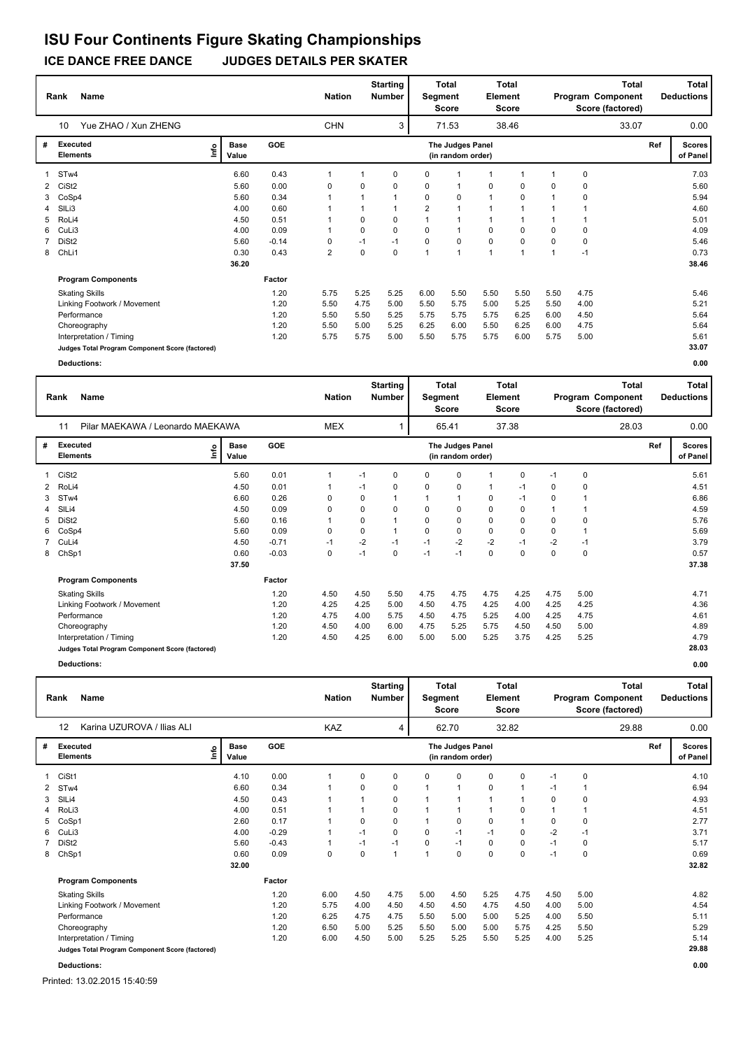# ISU Four Continents Figure Skating Championships

## ICE DANCE FREE DANCE JUDGES DETAILS PER SKATER

| Rank | Name | Nation | Starting Number | Total Segment Score | Total Element Score | Total Program Component Score (factored) | Total Deductions |
|---|---|---|---|---|---|---|---|
| 10 | Yue ZHAO / Xun ZHENG | CHN | 3 | 71.53 | 38.46 | 33.07 | 0.00 |

| # | Executed Elements | Info | Base Value | GOE | The Judges Panel (in random order) | | | | | | | | | Ref | Scores of Panel |
|---|---|---|---|---|---|---|---|---|---|---|---|---|---|---|---|
| 1 | STw4 | | 6.60 | 0.43 | 1 | 1 | 0 | 0 | 1 | 1 | 1 | 1 | 0 | | 7.03 |
| 2 | CiSt2 | | 5.60 | 0.00 | 0 | 0 | 0 | 0 | 1 | 0 | 0 | 0 | 0 | | 5.60 |
| 3 | CoSp4 | | 5.60 | 0.34 | 1 | 1 | 1 | 0 | 0 | 1 | 0 | 1 | 0 | | 5.94 |
| 4 | SlLi3 | | 4.00 | 0.60 | 1 | 1 | 1 | 2 | 1 | 1 | 1 | 1 | 1 | | 4.60 |
| 5 | RoLi4 | | 4.50 | 0.51 | 1 | 0 | 0 | 1 | 1 | 1 | 1 | 1 | 1 | | 5.01 |
| 6 | CuLi3 | | 4.00 | 0.09 | 1 | 0 | 0 | 0 | 1 | 0 | 0 | 0 | 0 | | 4.09 |
| 7 | DiSt2 | | 5.60 | -0.14 | 0 | -1 | -1 | 0 | 0 | 0 | 0 | 0 | 0 | | 5.46 |
| 8 | ChLi1 | | 0.30 | 0.43 | 2 | 0 | 0 | 1 | 1 | 1 | 1 | 1 | -1 | | 0.73 |
| | | | 36.20 | | | | | | | | | | | | 38.46 |

| Program Components | Factor | | | | | | | | | | Scores of Panel |
|---|---|---|---|---|---|---|---|---|---|---|---|
| Skating Skills | 1.20 | 5.75 | 5.25 | 5.25 | 6.00 | 5.50 | 5.50 | 5.50 | 5.50 | 4.75 | 5.46 |
| Linking Footwork / Movement | 1.20 | 5.50 | 4.75 | 5.00 | 5.50 | 5.75 | 5.00 | 5.25 | 5.50 | 4.00 | 5.21 |
| Performance | 1.20 | 5.50 | 5.50 | 5.25 | 5.75 | 5.75 | 5.75 | 6.25 | 6.00 | 4.50 | 5.64 |
| Choreography | 1.20 | 5.50 | 5.00 | 5.25 | 6.25 | 6.00 | 5.50 | 6.25 | 6.00 | 4.75 | 5.64 |
| Interpretation / Timing | 1.20 | 5.75 | 5.75 | 5.00 | 5.50 | 5.75 | 5.75 | 6.00 | 5.75 | 5.00 | 5.61 |
| Judges Total Program Component Score (factored) | | | | | | | | | | | 33.07 |

**Deductions:** 0.00

| Rank | Name | Nation | Starting Number | Total Segment Score | Total Element Score | Total Program Component Score (factored) | Total Deductions |
|---|---|---|---|---|---|---|---|
| 11 | Pilar MAEKAWA / Leonardo MAEKAWA | MEX | 1 | 65.41 | 37.38 | 28.03 | 0.00 |

| # | Executed Elements | Info | Base Value | GOE | The Judges Panel (in random order) | | | | | | | | | Ref | Scores of Panel |
|---|---|---|---|---|---|---|---|---|---|---|---|---|---|---|---|
| 1 | CiSt2 | | 5.60 | 0.01 | 1 | -1 | 0 | 0 | 0 | 1 | 0 | -1 | 0 | | 5.61 |
| 2 | RoLi4 | | 4.50 | 0.01 | 1 | -1 | 0 | 0 | 0 | 1 | -1 | 0 | 0 | | 4.51 |
| 3 | STw4 | | 6.60 | 0.26 | 0 | 0 | 1 | 1 | 1 | 0 | -1 | 0 | 1 | | 6.86 |
| 4 | SlLi4 | | 4.50 | 0.09 | 0 | 0 | 0 | 0 | 0 | 0 | 0 | 1 | 1 | | 4.59 |
| 5 | DiSt2 | | 5.60 | 0.16 | 1 | 0 | 1 | 0 | 0 | 0 | 0 | 0 | 0 | | 5.76 |
| 6 | CoSp4 | | 5.60 | 0.09 | 0 | 0 | 1 | 0 | 0 | 0 | 0 | 0 | 1 | | 5.69 |
| 7 | CuLi4 | | 4.50 | -0.71 | -1 | -2 | -1 | -1 | -2 | -2 | -1 | -2 | -1 | | 3.79 |
| 8 | ChSp1 | | 0.60 | -0.03 | 0 | -1 | 0 | -1 | -1 | 0 | 0 | 0 | 0 | | 0.57 |
| | | | 37.50 | | | | | | | | | | | | 37.38 |

| Program Components | Factor | | | | | | | | | | Scores of Panel |
|---|---|---|---|---|---|---|---|---|---|---|---|
| Skating Skills | 1.20 | 4.50 | 4.50 | 5.50 | 4.75 | 4.75 | 4.75 | 4.25 | 4.75 | 5.00 | 4.71 |
| Linking Footwork / Movement | 1.20 | 4.25 | 4.25 | 5.00 | 4.50 | 4.75 | 4.25 | 4.00 | 4.25 | 4.25 | 4.36 |
| Performance | 1.20 | 4.75 | 4.00 | 5.75 | 4.50 | 4.75 | 5.25 | 4.00 | 4.25 | 4.75 | 4.61 |
| Choreography | 1.20 | 4.50 | 4.00 | 6.00 | 4.75 | 5.25 | 5.75 | 4.50 | 4.50 | 5.00 | 4.89 |
| Interpretation / Timing | 1.20 | 4.50 | 4.25 | 6.00 | 5.00 | 5.00 | 5.25 | 3.75 | 4.25 | 5.25 | 4.79 |
| Judges Total Program Component Score (factored) | | | | | | | | | | | 28.03 |

**Deductions:** 0.00

| Rank | Name | Nation | Starting Number | Total Segment Score | Total Element Score | Total Program Component Score (factored) | Total Deductions |
|---|---|---|---|---|---|---|---|
| 12 | Karina UZUROVA / Ilias ALI | KAZ | 4 | 62.70 | 32.82 | 29.88 | 0.00 |

| # | Executed Elements | Info | Base Value | GOE | The Judges Panel (in random order) | | | | | | | | | Ref | Scores of Panel |
|---|---|---|---|---|---|---|---|---|---|---|---|---|---|---|---|
| 1 | CiSt1 | | 4.10 | 0.00 | 1 | 0 | 0 | 0 | 0 | 0 | 0 | -1 | 0 | | 4.10 |
| 2 | STw4 | | 6.60 | 0.34 | 1 | 0 | 0 | 1 | 1 | 0 | 1 | -1 | 1 | | 6.94 |
| 3 | SlLi4 | | 4.50 | 0.43 | 1 | 1 | 0 | 1 | 1 | 1 | 1 | 0 | 0 | | 4.93 |
| 4 | RoLi3 | | 4.00 | 0.51 | 1 | 1 | 0 | 1 | 1 | 1 | 0 | 1 | 1 | | 4.51 |
| 5 | CoSp1 | | 2.60 | 0.17 | 1 | 0 | 0 | 1 | 0 | 0 | 1 | 0 | 0 | | 2.77 |
| 6 | CuLi3 | | 4.00 | -0.29 | 1 | -1 | 0 | 0 | -1 | -1 | 0 | -2 | -1 | | 3.71 |
| 7 | DiSt2 | | 5.60 | -0.43 | 1 | -1 | -1 | 0 | -1 | 0 | 0 | -1 | 0 | | 5.17 |
| 8 | ChSp1 | | 0.60 | 0.09 | 0 | 0 | 1 | 1 | 0 | 0 | 0 | -1 | 0 | | 0.69 |
| | | | 32.00 | | | | | | | | | | | | 32.82 |

| Program Components | Factor | | | | | | | | | | Scores of Panel |
|---|---|---|---|---|---|---|---|---|---|---|---|
| Skating Skills | 1.20 | 6.00 | 4.50 | 4.75 | 5.00 | 4.50 | 5.25 | 4.75 | 4.50 | 5.00 | 4.82 |
| Linking Footwork / Movement | 1.20 | 5.75 | 4.00 | 4.50 | 4.50 | 4.50 | 4.75 | 4.50 | 4.00 | 5.00 | 4.54 |
| Performance | 1.20 | 6.25 | 4.75 | 4.75 | 5.50 | 5.00 | 5.00 | 5.25 | 4.00 | 5.50 | 5.11 |
| Choreography | 1.20 | 6.50 | 5.00 | 5.25 | 5.50 | 5.00 | 5.00 | 5.75 | 4.25 | 5.50 | 5.29 |
| Interpretation / Timing | 1.20 | 6.00 | 4.50 | 5.00 | 5.25 | 5.25 | 5.50 | 5.25 | 4.00 | 5.25 | 5.14 |
| Judges Total Program Component Score (factored) | | | | | | | | | | | 29.88 |

**Deductions:** 0.00

Printed: 13.02.2015 15:40:59